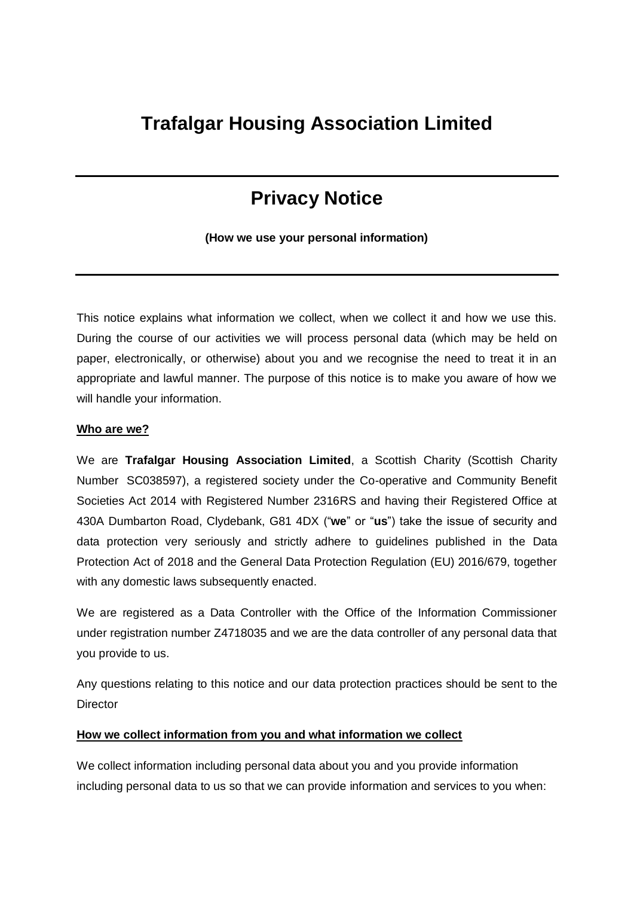# Trafalgar Housing Association Limited

---

## Privacy Notice

**(How we use your personal information)**

---

This notice explains what information we collect, when we collect it and how we use this. During the course of our activities we will process personal data (which may be held on paper, electronically, or otherwise) about you and we recognise the need to treat it in an appropriate and lawful manner. The purpose of this notice is to make you aware of how we will handle your information.

**Who are we?**

We are **Trafalgar Housing Association Limited**, a Scottish Charity (Scottish Charity Number SC038597), a registered society under the Co-operative and Community Benefit Societies Act 2014 with Registered Number 2316RS and having their Registered Office at 430A Dumbarton Road, Clydebank, G81 4DX ("**we**" or "**us**") take the issue of security and data protection very seriously and strictly adhere to guidelines published in the Data Protection Act of 2018 and the General Data Protection Regulation (EU) 2016/679, together with any domestic laws subsequently enacted.

We are registered as a Data Controller with the Office of the Information Commissioner under registration number Z4718035 and we are the data controller of any personal data that you provide to us.

Any questions relating to this notice and our data protection practices should be sent to the Director

**How we collect information from you and what information we collect**

We collect information including personal data about you and you provide information including personal data to us so that we can provide information and services to you when: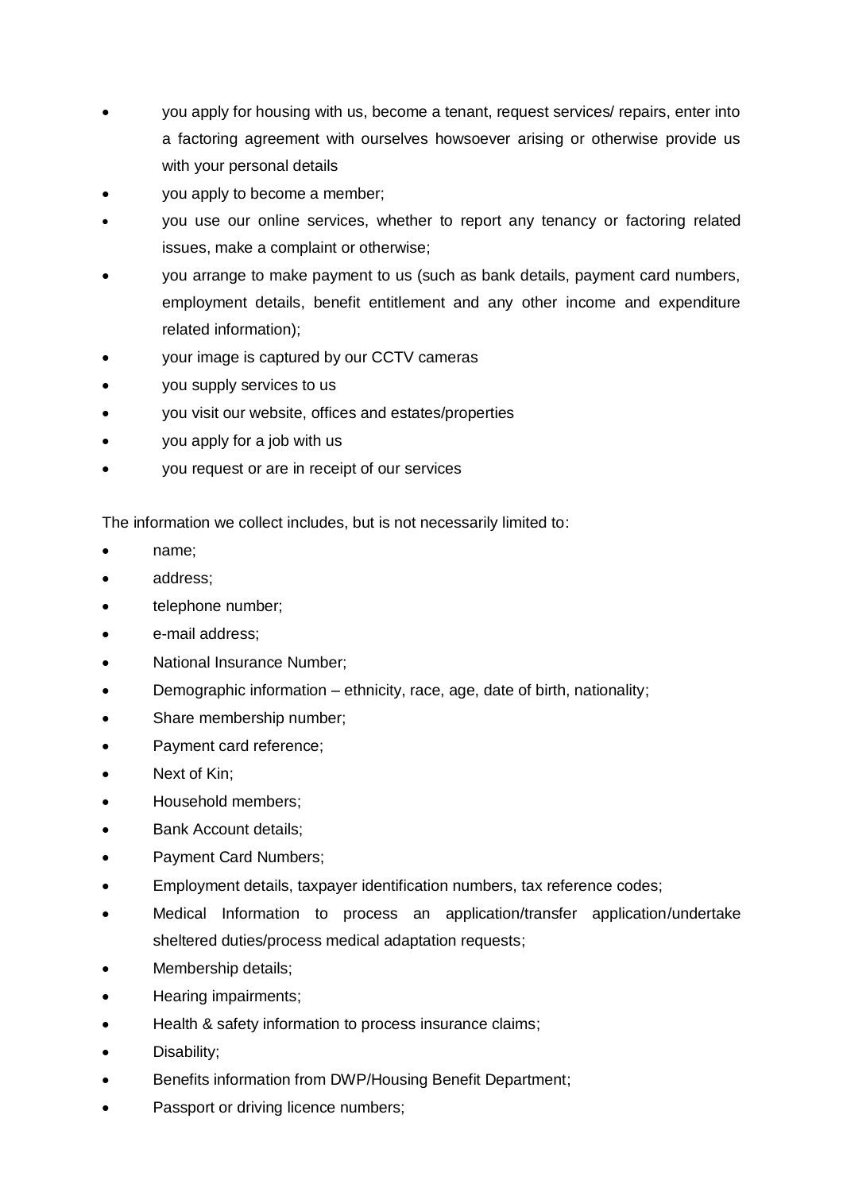- you apply for housing with us, become a tenant, request services/ repairs, enter into a factoring agreement with ourselves howsoever arising or otherwise provide us with your personal details
- you apply to become a member;
- you use our online services, whether to report any tenancy or factoring related issues, make a complaint or otherwise;
- you arrange to make payment to us (such as bank details, payment card numbers, employment details, benefit entitlement and any other income and expenditure related information);
- your image is captured by our CCTV cameras
- you supply services to us
- you visit our website, offices and estates/properties
- you apply for a job with us
- you request or are in receipt of our services

The information we collect includes, but is not necessarily limited to:

- name;
- address;
- telephone number;
- e-mail address;
- National Insurance Number;
- Demographic information – ethnicity, race, age, date of birth, nationality;
- Share membership number;
- Payment card reference;
- Next of Kin;
- Household members;
- Bank Account details;
- Payment Card Numbers;
- Employment details, taxpayer identification numbers, tax reference codes;
- Medical Information to process an application/transfer application/undertake sheltered duties/process medical adaptation requests;
- Membership details;
- Hearing impairments;
- Health & safety information to process insurance claims;
- Disability;
- Benefits information from DWP/Housing Benefit Department;
- Passport or driving licence numbers;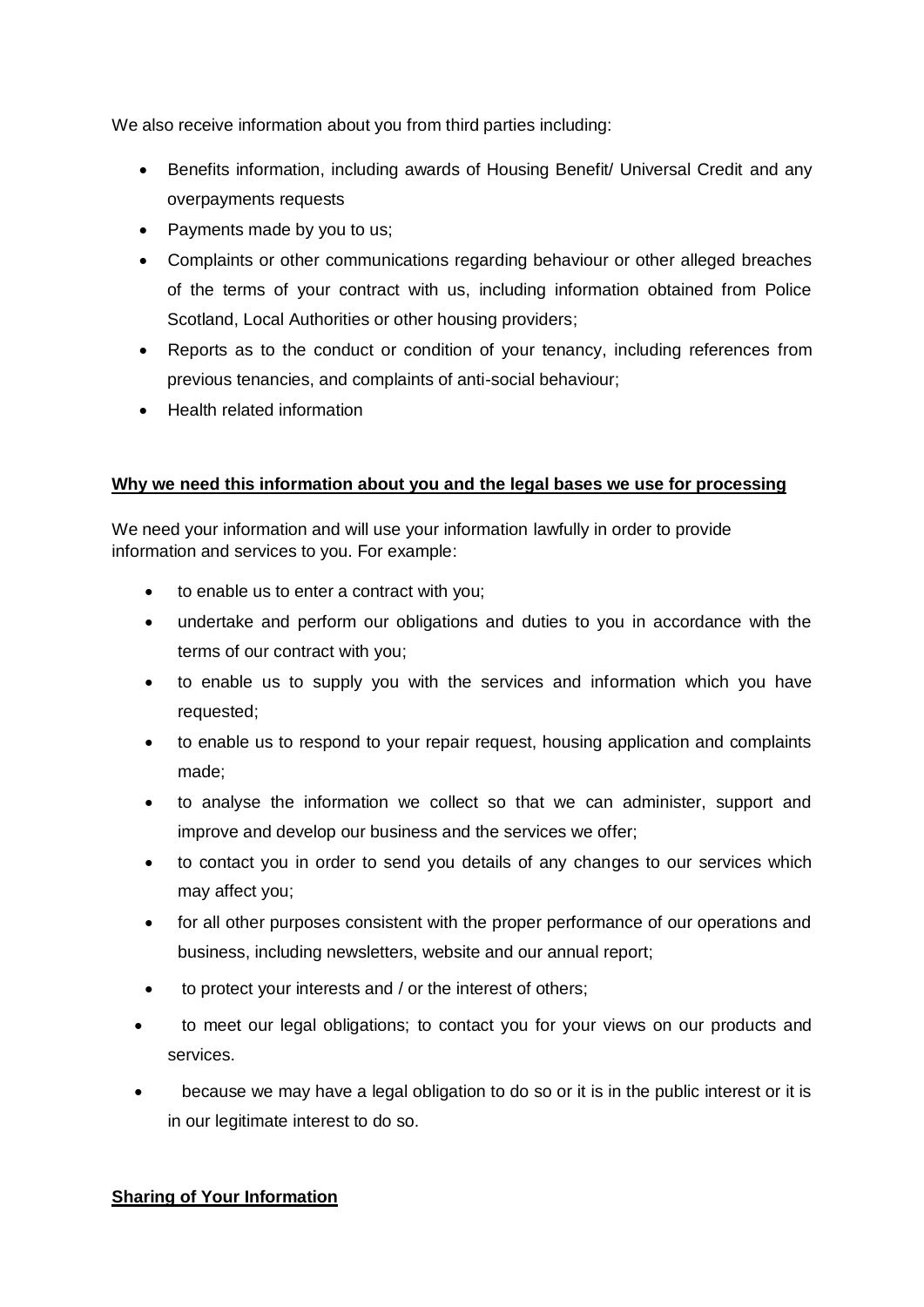We also receive information about you from third parties including:

- Benefits information, including awards of Housing Benefit/ Universal Credit and any overpayments requests
- Payments made by you to us;
- Complaints or other communications regarding behaviour or other alleged breaches of the terms of your contract with us, including information obtained from Police Scotland, Local Authorities or other housing providers;
- Reports as to the conduct or condition of your tenancy, including references from previous tenancies, and complaints of anti-social behaviour;
- Health related information

**Why we need this information about you and the legal bases we use for processing**

We need your information and will use your information lawfully in order to provide information and services to you. For example:

- to enable us to enter a contract with you;
- undertake and perform our obligations and duties to you in accordance with the terms of our contract with you;
- to enable us to supply you with the services and information which you have requested;
- to enable us to respond to your repair request, housing application and complaints made;
- to analyse the information we collect so that we can administer, support and improve and develop our business and the services we offer;
- to contact you in order to send you details of any changes to our services which may affect you;
- for all other purposes consistent with the proper performance of our operations and business, including newsletters, website and our annual report;
- to protect your interests and / or the interest of others;
- to meet our legal obligations; to contact you for your views on our products and services.
- because we may have a legal obligation to do so or it is in the public interest or it is in our legitimate interest to do so.

**Sharing of Your Information**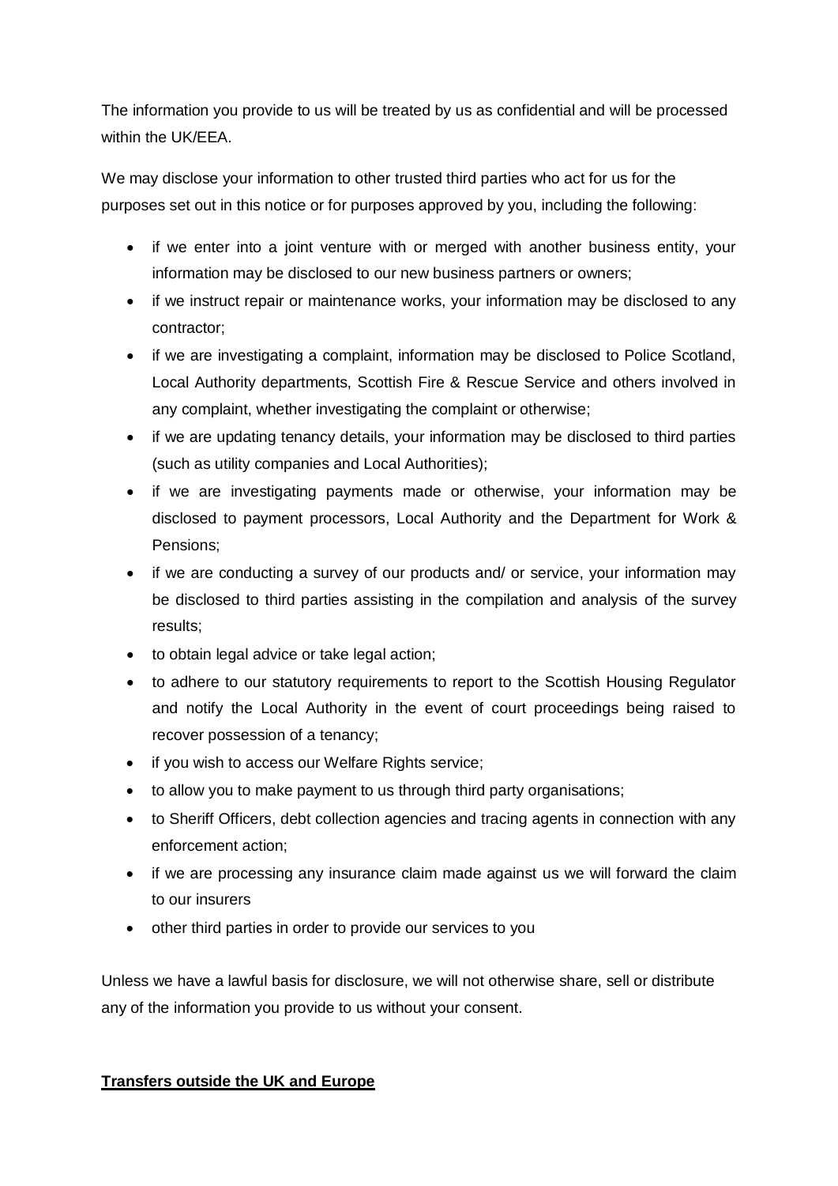The information you provide to us will be treated by us as confidential and will be processed within the UK/EEA.

We may disclose your information to other trusted third parties who act for us for the purposes set out in this notice or for purposes approved by you, including the following:

- if we enter into a joint venture with or merged with another business entity, your information may be disclosed to our new business partners or owners;
- if we instruct repair or maintenance works, your information may be disclosed to any contractor;
- if we are investigating a complaint, information may be disclosed to Police Scotland, Local Authority departments, Scottish Fire & Rescue Service and others involved in any complaint, whether investigating the complaint or otherwise;
- if we are updating tenancy details, your information may be disclosed to third parties (such as utility companies and Local Authorities);
- if we are investigating payments made or otherwise, your information may be disclosed to payment processors, Local Authority and the Department for Work & Pensions;
- if we are conducting a survey of our products and/ or service, your information may be disclosed to third parties assisting in the compilation and analysis of the survey results;
- to obtain legal advice or take legal action;
- to adhere to our statutory requirements to report to the Scottish Housing Regulator and notify the Local Authority in the event of court proceedings being raised to recover possession of a tenancy;
- if you wish to access our Welfare Rights service;
- to allow you to make payment to us through third party organisations;
- to Sheriff Officers, debt collection agencies and tracing agents in connection with any enforcement action;
- if we are processing any insurance claim made against us we will forward the claim to our insurers
- other third parties in order to provide our services to you

Unless we have a lawful basis for disclosure, we will not otherwise share, sell or distribute any of the information you provide to us without your consent.

**Transfers outside the UK and Europe**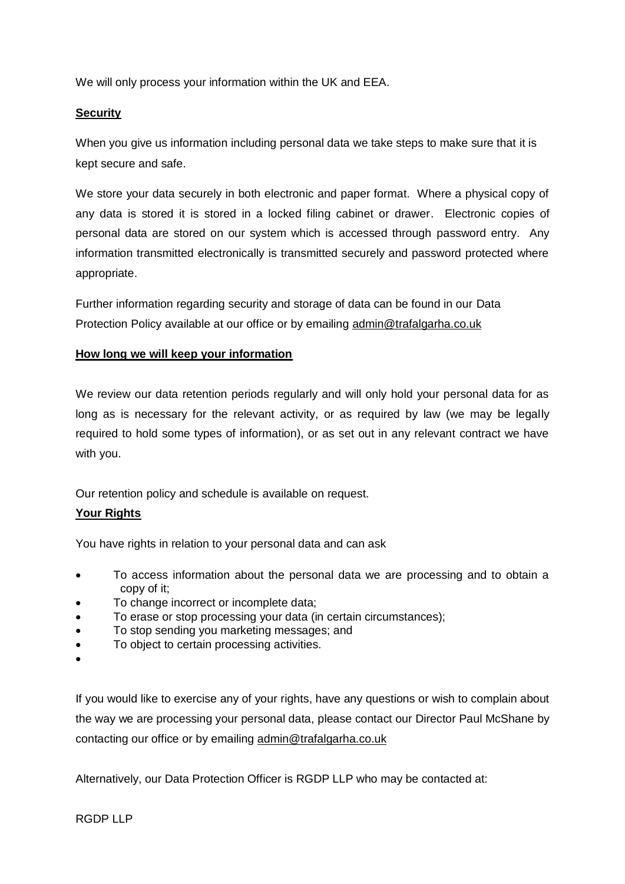We will only process your information within the UK and EEA.

**Security**

When you give us information including personal data we take steps to make sure that it is kept secure and safe.

We store your data securely in both electronic and paper format. Where a physical copy of any data is stored it is stored in a locked filing cabinet or drawer. Electronic copies of personal data are stored on our system which is accessed through password entry. Any information transmitted electronically is transmitted securely and password protected where appropriate.

Further information regarding security and storage of data can be found in our Data Protection Policy available at our office or by emailing admin@trafalgarha.co.uk

**How long we will keep your information**

We review our data retention periods regularly and will only hold your personal data for as long as is necessary for the relevant activity, or as required by law (we may be legally required to hold some types of information), or as set out in any relevant contract we have with you.

Our retention policy and schedule is available on request.

**Your Rights**

You have rights in relation to your personal data and can ask

- To access information about the personal data we are processing and to obtain a copy of it;
- To change incorrect or incomplete data;
- To erase or stop processing your data (in certain circumstances);
- To stop sending you marketing messages; and
- To object to certain processing activities.

If you would like to exercise any of your rights, have any questions or wish to complain about the way we are processing your personal data, please contact our Director Paul McShane by contacting our office or by emailing admin@trafalgarha.co.uk

Alternatively, our Data Protection Officer is RGDP LLP who may be contacted at:

RGDP LLP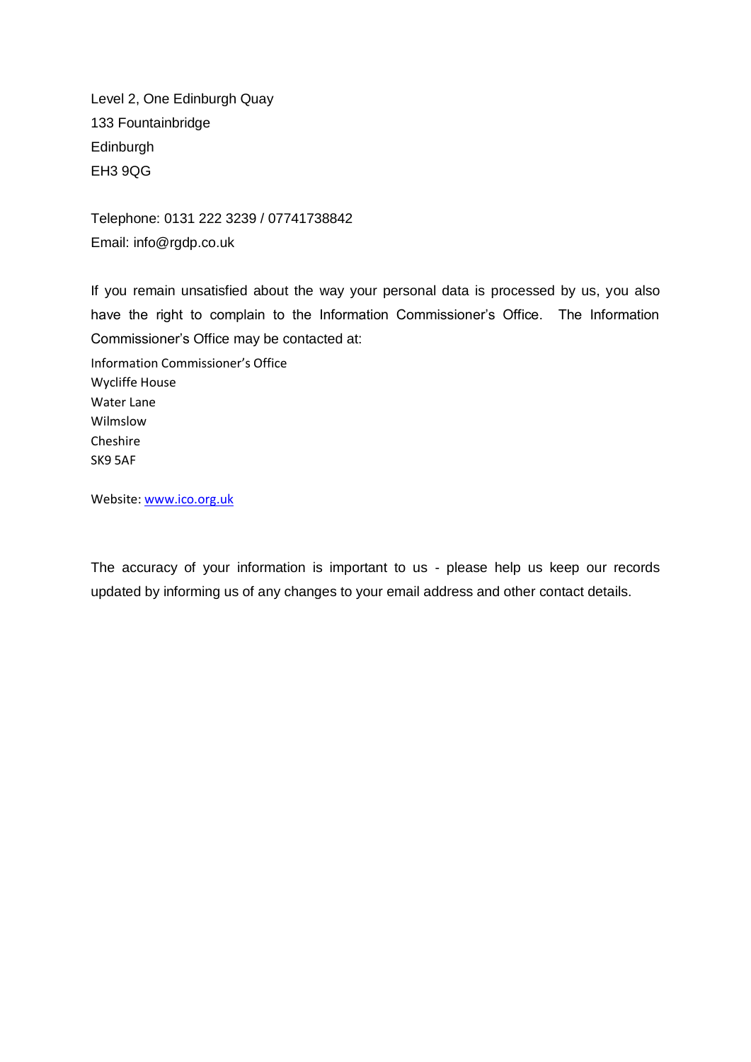Level 2, One Edinburgh Quay
133 Fountainbridge
Edinburgh
EH3 9QG

Telephone: 0131 222 3239 / 07741738842
Email: info@rgdp.co.uk

If you remain unsatisfied about the way your personal data is processed by us, you also have the right to complain to the Information Commissioner's Office. The Information Commissioner's Office may be contacted at:

Information Commissioner's Office
Wycliffe House
Water Lane
Wilmslow
Cheshire
SK9 5AF

Website: www.ico.org.uk

The accuracy of your information is important to us - please help us keep our records updated by informing us of any changes to your email address and other contact details.